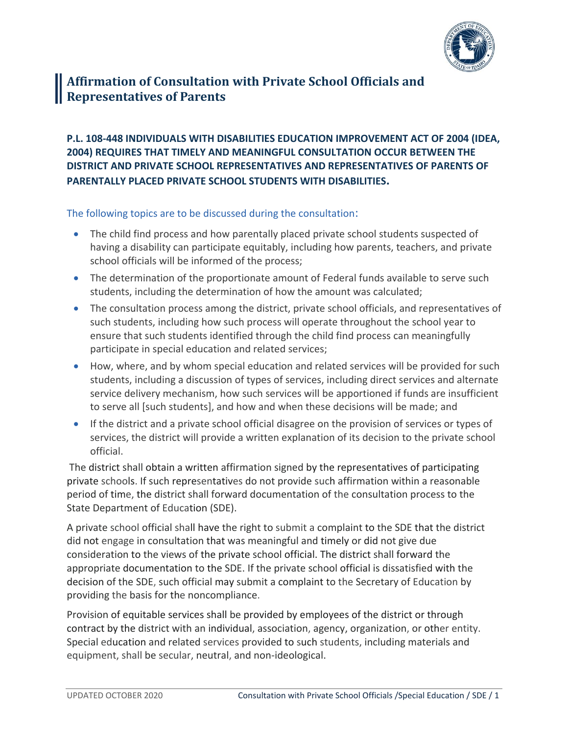# Affirmation of Consultation with Private School Officials and Representatives of Parents

**P.L. 108-448 INDIVIDUALS WITH DISABILITIES EDUCATION IMPROVEMENT ACT OF 2004 (IDEA, 2004) REQUIRES THAT TIMELY AND MEANINGFUL CONSULTATION OCCUR BETWEEN THE DISTRICT AND PRIVATE SCHOOL REPRESENTATIVES AND REPRESENTATIVES OF PARENTS OF PARENTALLY PLACED PRIVATE SCHOOL STUDENTS WITH DISABILITIES.**

The following topics are to be discussed during the consultation:

- The child find process and how parentally placed private school students suspected of having a disability can participate equitably, including how parents, teachers, and private school officials will be informed of the process;
- The determination of the proportionate amount of Federal funds available to serve such students, including the determination of how the amount was calculated;
- The consultation process among the district, private school officials, and representatives of such students, including how such process will operate throughout the school year to ensure that such students identified through the child find process can meaningfully participate in special education and related services;
- How, where, and by whom special education and related services will be provided for such students, including a discussion of types of services, including direct services and alternate service delivery mechanism, how such services will be apportioned if funds are insufficient to serve all [such students], and how and when these decisions will be made; and
- If the district and a private school official disagree on the provision of services or types of services, the district will provide a written explanation of its decision to the private school official.

The district shall obtain a written affirmation signed by the representatives of participating private schools. If such representatives do not provide such affirmation within a reasonable period of time, the district shall forward documentation of the consultation process to the State Department of Education (SDE).

A private school official shall have the right to submit a complaint to the SDE that the district did not engage in consultation that was meaningful and timely or did not give due consideration to the views of the private school official. The district shall forward the appropriate documentation to the SDE. If the private school official is dissatisfied with the decision of the SDE, such official may submit a complaint to the Secretary of Education by providing the basis for the noncompliance.

Provision of equitable services shall be provided by employees of the district or through contract by the district with an individual, association, agency, organization, or other entity. Special education and related services provided to such students, including materials and equipment, shall be secular, neutral, and non-ideological.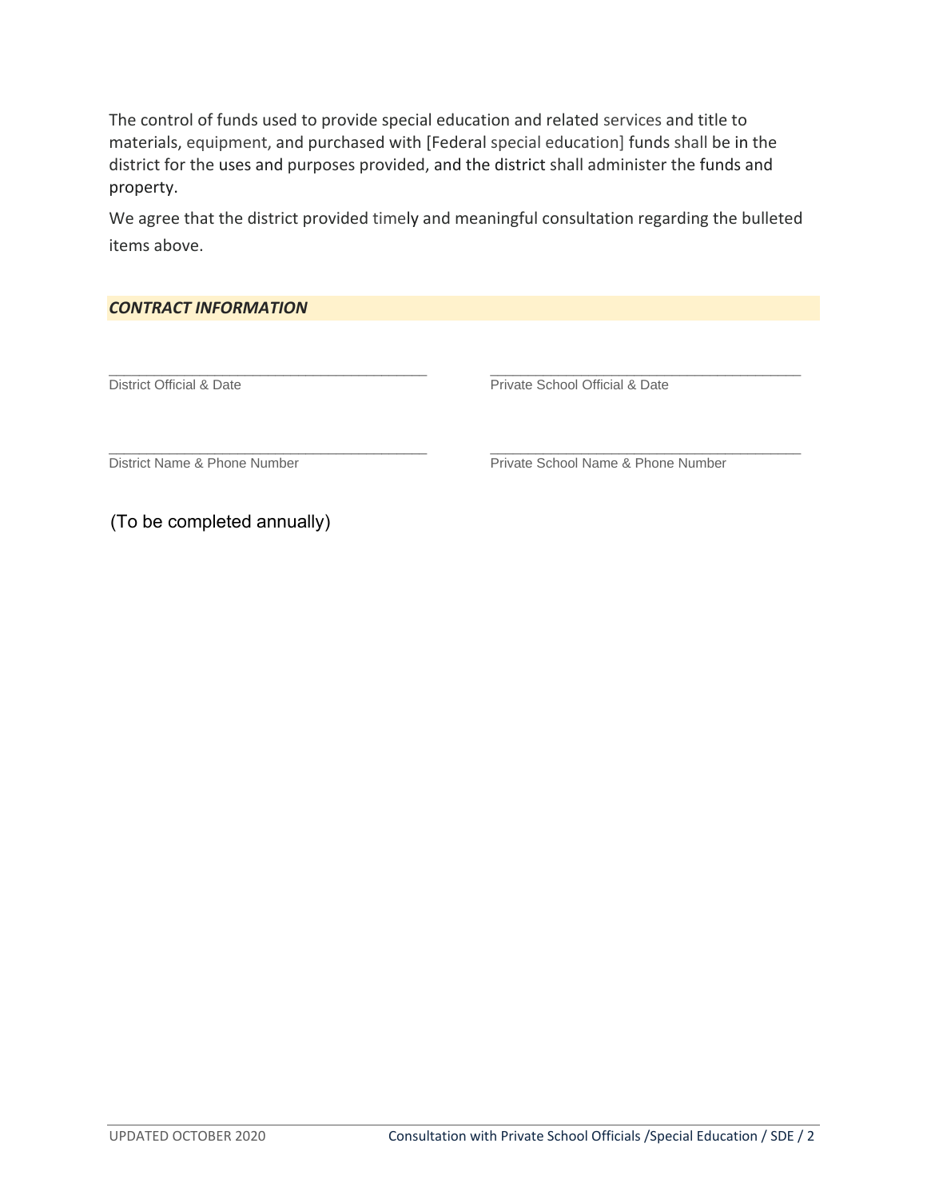The control of funds used to provide special education and related services and title to materials, equipment, and purchased with [Federal special education] funds shall be in the district for the uses and purposes provided, and the district shall administer the funds and property.

We agree that the district provided timely and meaningful consultation regarding the bulleted items above.

***CONTRACT INFORMATION***

| | |
|---|---|
| \_\_\_\_\_\_\_\_\_\_\_\_\_\_\_\_\_\_\_\_\_\_\_\_\_\_\_\_\_\_\_\_\_\_\_\_\_\_\_\_ | \_\_\_\_\_\_\_\_\_\_\_\_\_\_\_\_\_\_\_\_\_\_\_\_\_\_\_\_\_\_\_\_\_\_\_\_\_\_\_\_ |
| District Official & Date | Private School Official & Date |
| \_\_\_\_\_\_\_\_\_\_\_\_\_\_\_\_\_\_\_\_\_\_\_\_\_\_\_\_\_\_\_\_\_\_\_\_\_\_\_\_ | \_\_\_\_\_\_\_\_\_\_\_\_\_\_\_\_\_\_\_\_\_\_\_\_\_\_\_\_\_\_\_\_\_\_\_\_\_\_\_\_ |
| District Name & Phone Number | Private School Name & Phone Number |

(To be completed annually)